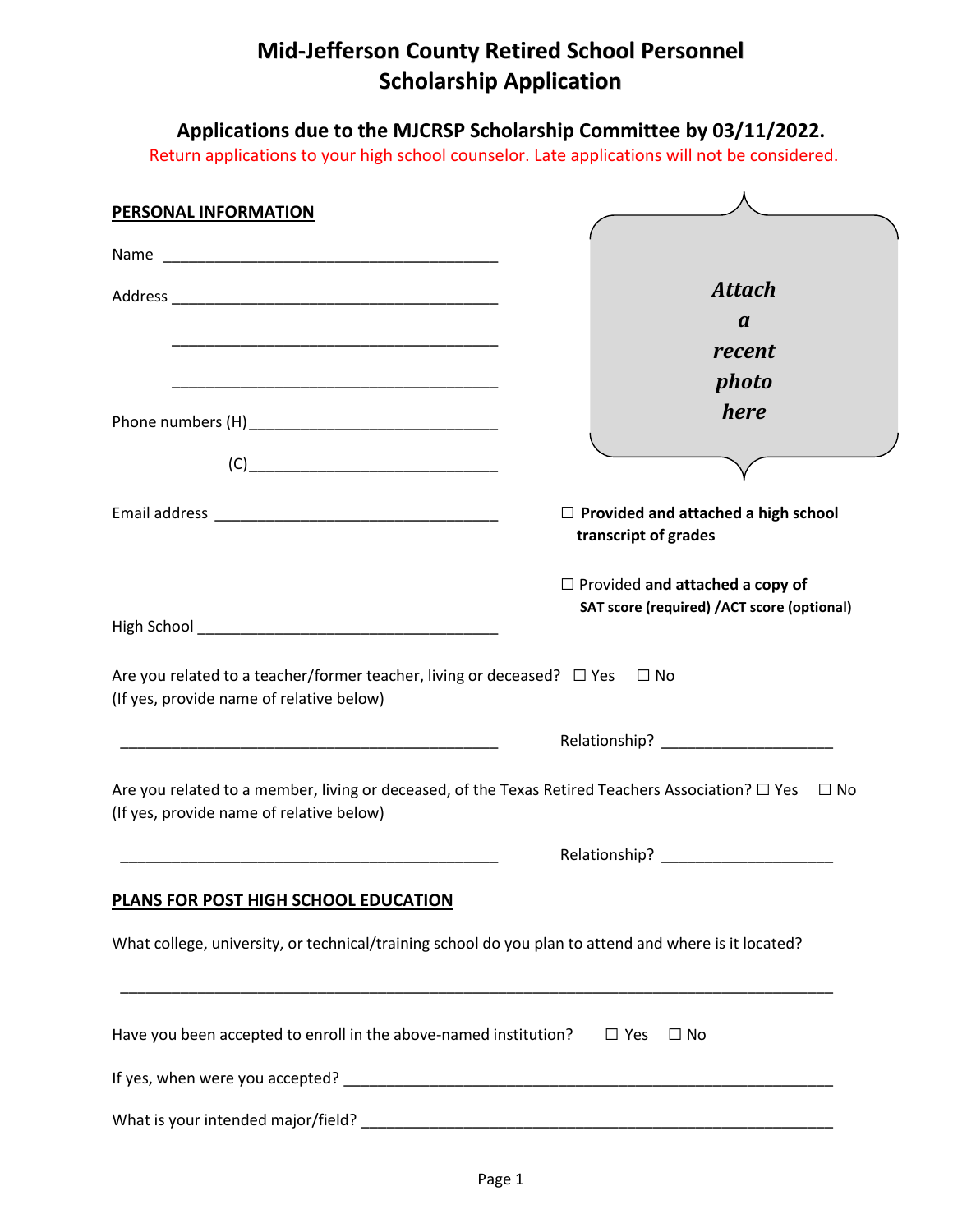# Mid-Jefferson County Retired School Personnel Scholarship Application

## Applications due to the MJCRSP Scholarship Committee by 03/11/2022.

Return applications to your high school counselor. Late applications will not be considered.

**PERSONAL INFORMATION**

Name \_\_\_\_\_\_\_\_\_\_\_\_\_\_\_\_\_\_\_\_\_\_\_\_\_\_\_\_\_\_\_\_\_\_\_\_\_\_\_\_

Address \_\_\_\_\_\_\_\_\_\_\_\_\_\_\_\_\_\_\_\_\_\_\_\_\_\_\_\_\_\_\_\_\_\_\_\_\_\_\_\_

\_\_\_\_\_\_\_\_\_\_\_\_\_\_\_\_\_\_\_\_\_\_\_\_\_\_\_\_\_\_\_\_\_\_\_\_\_\_\_\_

\_\_\_\_\_\_\_\_\_\_\_\_\_\_\_\_\_\_\_\_\_\_\_\_\_\_\_\_\_\_\_\_\_\_\_\_\_\_\_\_

Phone numbers (H) \_\_\_\_\_\_\_\_\_\_\_\_\_\_\_\_\_\_\_\_\_\_\_\_\_\_\_\_\_\_

(C) \_\_\_\_\_\_\_\_\_\_\_\_\_\_\_\_\_\_\_\_\_\_\_\_\_\_\_\_\_\_

Email address \_\_\_\_\_\_\_\_\_\_\_\_\_\_\_\_\_\_\_\_\_\_\_\_\_\_\_\_\_\_\_\_\_\_

High School \_\_\_\_\_\_\_\_\_\_\_\_\_\_\_\_\_\_\_\_\_\_\_\_\_\_\_\_\_\_\_\_\_\_\_\_

***Attach a recent photo here***

☐ **Provided and attached a high school transcript of grades**

☐ Provided **and attached a copy of SAT score (required) /ACT score (optional)**

Are you related to a teacher/former teacher, living or deceased? ☐ Yes ☐ No
(If yes, provide name of relative below)

\_\_\_\_\_\_\_\_\_\_\_\_\_\_\_\_\_\_\_\_\_\_\_\_\_\_\_\_\_\_\_\_\_\_\_\_\_\_\_\_\_\_\_\_\_\_ Relationship? \_\_\_\_\_\_\_\_\_\_\_\_\_\_\_\_\_\_\_\_

Are you related to a member, living or deceased, of the Texas Retired Teachers Association? ☐ Yes ☐ No
(If yes, provide name of relative below)

\_\_\_\_\_\_\_\_\_\_\_\_\_\_\_\_\_\_\_\_\_\_\_\_\_\_\_\_\_\_\_\_\_\_\_\_\_\_\_\_\_\_\_\_\_\_ Relationship? \_\_\_\_\_\_\_\_\_\_\_\_\_\_\_\_\_\_\_\_

**PLANS FOR POST HIGH SCHOOL EDUCATION**

What college, university, or technical/training school do you plan to attend and where is it located?

\_\_\_\_\_\_\_\_\_\_\_\_\_\_\_\_\_\_\_\_\_\_\_\_\_\_\_\_\_\_\_\_\_\_\_\_\_\_\_\_\_\_\_\_\_\_\_\_\_\_\_\_\_\_\_\_\_\_\_\_\_\_\_\_\_\_\_\_\_\_\_\_\_\_\_\_\_\_\_\_\_\_\_\_\_

Have you been accepted to enroll in the above-named institution? ☐ Yes ☐ No

If yes, when were you accepted? \_\_\_\_\_\_\_\_\_\_\_\_\_\_\_\_\_\_\_\_\_\_\_\_\_\_\_\_\_\_\_\_\_\_\_\_\_\_\_\_\_\_\_\_\_\_\_\_\_\_\_\_\_\_\_\_\_\_

What is your intended major/field? \_\_\_\_\_\_\_\_\_\_\_\_\_\_\_\_\_\_\_\_\_\_\_\_\_\_\_\_\_\_\_\_\_\_\_\_\_\_\_\_\_\_\_\_\_\_\_\_\_\_\_\_\_\_\_\_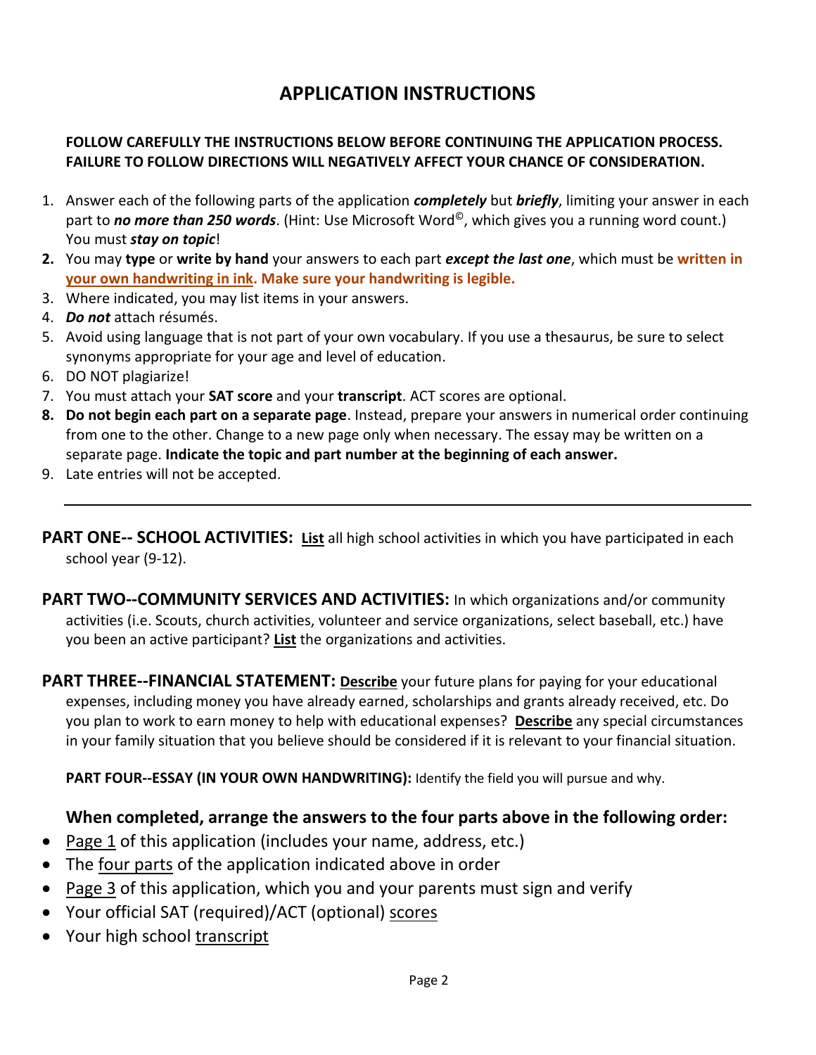# APPLICATION INSTRUCTIONS

**FOLLOW CAREFULLY THE INSTRUCTIONS BELOW BEFORE CONTINUING THE APPLICATION PROCESS. FAILURE TO FOLLOW DIRECTIONS WILL NEGATIVELY AFFECT YOUR CHANCE OF CONSIDERATION.**

1. Answer each of the following parts of the application ***completely*** but ***briefly***, limiting your answer in each part to ***no more than 250 words***. (Hint: Use Microsoft Word©, which gives you a running word count.) You must ***stay on topic***!
2. You may **type** or **write by hand** your answers to each part ***except the last one***, which must be **<u>written in your own handwriting in ink</u>. Make sure your handwriting is legible.**
3. Where indicated, you may list items in your answers.
4. ***Do not*** attach résumés.
5. Avoid using language that is not part of your own vocabulary. If you use a thesaurus, be sure to select synonyms appropriate for your age and level of education.
6. DO NOT plagiarize!
7. You must attach your **SAT score** and your **transcript**. ACT scores are optional.
8. **Do not begin each part on a separate page**. Instead, prepare your answers in numerical order continuing from one to the other. Change to a new page only when necessary. The essay may be written on a separate page. **Indicate the topic and part number at the beginning of each answer.**
9. Late entries will not be accepted.

---

**PART ONE-- SCHOOL ACTIVITIES:** **<u>List</u>** all high school activities in which you have participated in each school year (9-12).

**PART TWO--COMMUNITY SERVICES AND ACTIVITIES:** In which organizations and/or community activities (i.e. Scouts, church activities, volunteer and service organizations, select baseball, etc.) have you been an active participant? **<u>List</u>** the organizations and activities.

**PART THREE--FINANCIAL STATEMENT:** **<u>Describe</u>** your future plans for paying for your educational expenses, including money you have already earned, scholarships and grants already received, etc. Do you plan to work to earn money to help with educational expenses? **<u>Describe</u>** any special circumstances in your family situation that you believe should be considered if it is relevant to your financial situation.

**PART FOUR--ESSAY (IN YOUR OWN HANDWRITING):** Identify the field you will pursue and why.

**When completed, arrange the answers to the four parts above in the following order:**

- <u>Page 1</u> of this application (includes your name, address, etc.)
- The <u>four parts</u> of the application indicated above in order
- <u>Page 3</u> of this application, which you and your parents must sign and verify
- Your official SAT (required)/ACT (optional) <u>scores</u>
- Your high school <u>transcript</u>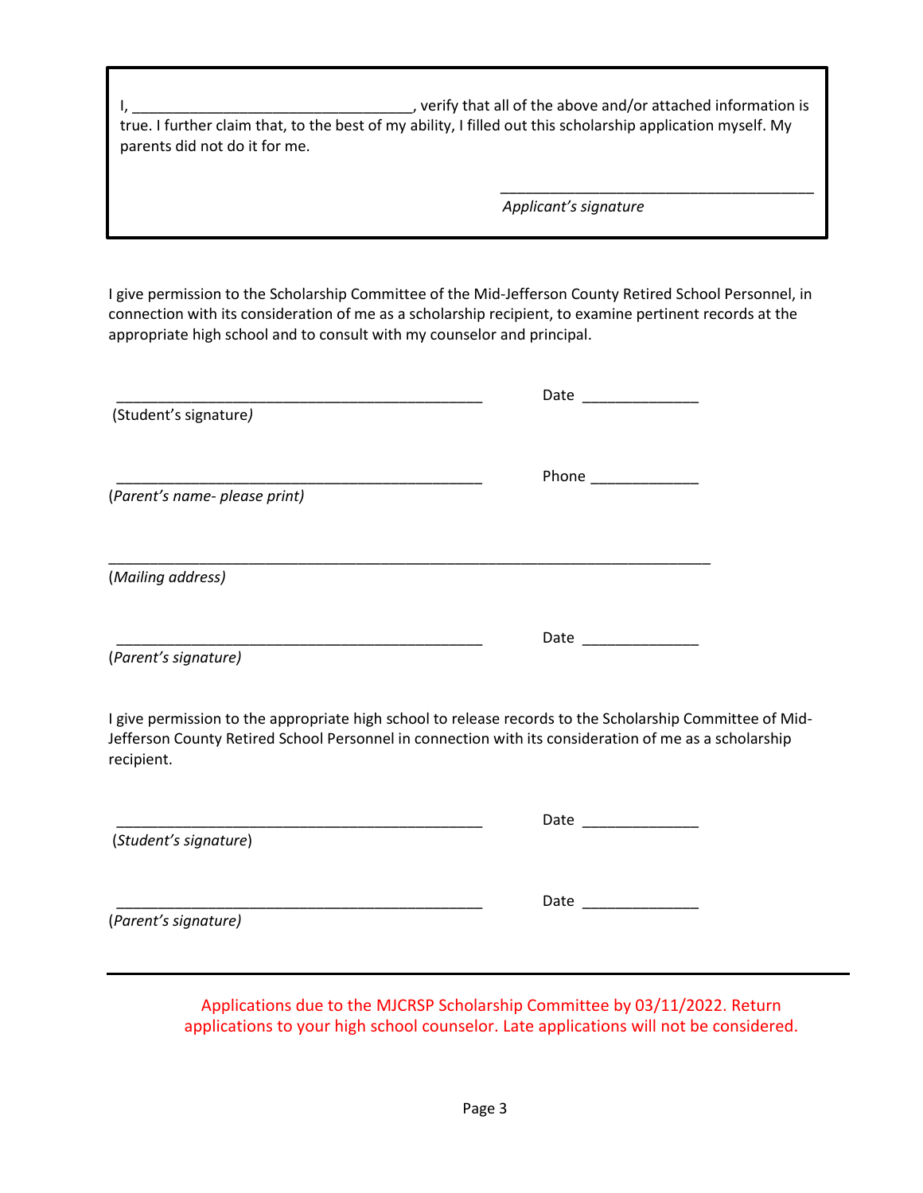I, ________________________________, verify that all of the above and/or attached information is true. I further claim that, to the best of my ability, I filled out this scholarship application myself. My parents did not do it for me.

_____________________________________
*Applicant's signature*

I give permission to the Scholarship Committee of the Mid-Jefferson County Retired School Personnel, in connection with its consideration of me as a scholarship recipient, to examine pertinent records at the appropriate high school and to consult with my counselor and principal.

___________________________________________ Date _____________
(Student's signature)

___________________________________________ Phone ____________
(*Parent's name- please print)*

______________________________________________________________________
(*Mailing address)*

___________________________________________ Date _____________
(*Parent's signature)*

I give permission to the appropriate high school to release records to the Scholarship Committee of Mid-Jefferson County Retired School Personnel in connection with its consideration of me as a scholarship recipient.

___________________________________________ Date _____________
(*Student's signature*)

___________________________________________ Date _____________
(*Parent's signature)*

---

Applications due to the MJCRSP Scholarship Committee by 03/11/2022. Return applications to your high school counselor. Late applications will not be considered.